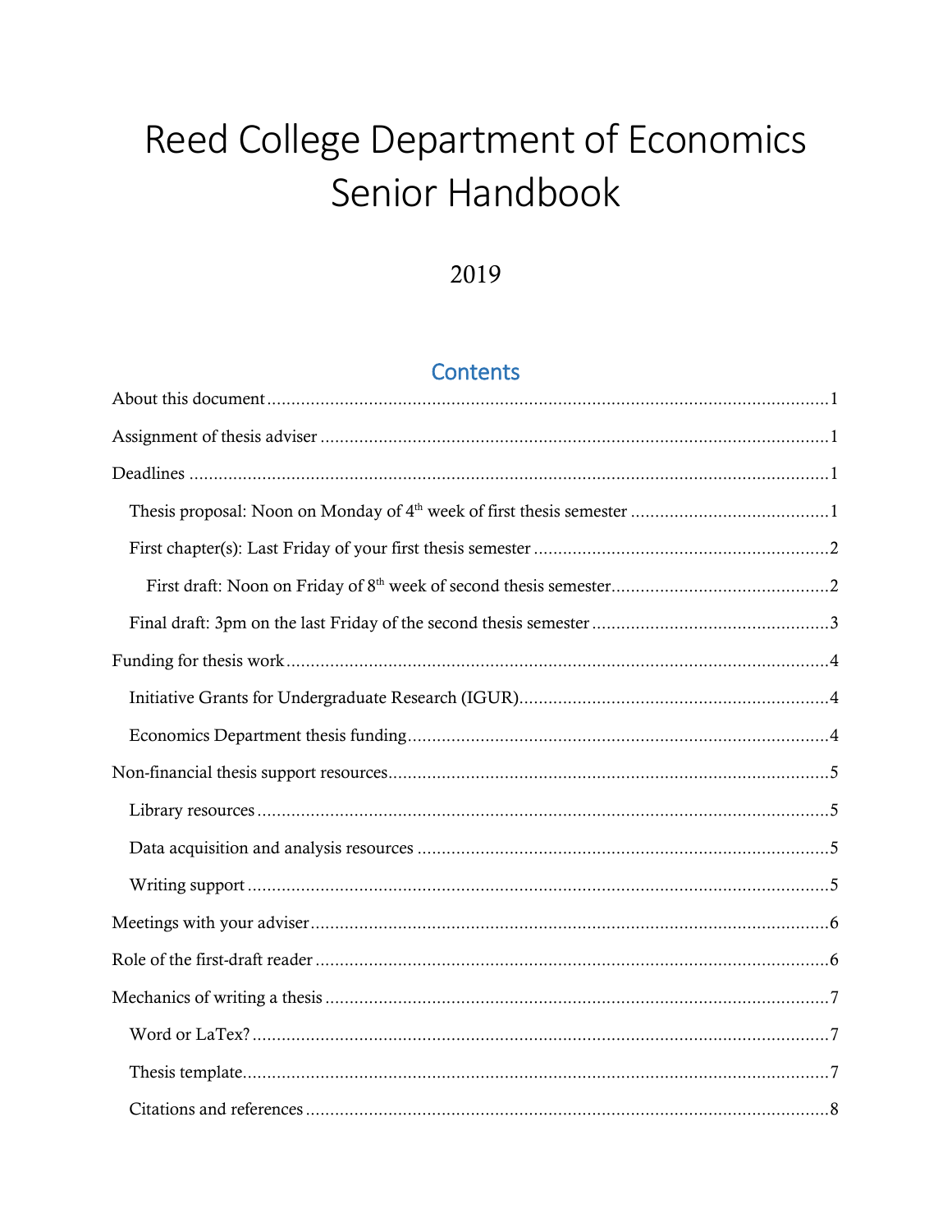# Reed College Department of Economics Senior Handbook

2019

## Contents

About this document ........................................................................................................1

Assignment of thesis adviser ...........................................................................................1

Deadlines .........................................................................................................................1

- Thesis proposal: Noon on Monday of 4th week of first thesis semester ..............................1
- First chapter(s): Last Friday of your first thesis semester ...................................................2
  - First draft: Noon on Friday of 8th week of second thesis semester.....................................2
- Final draft: 3pm on the last Friday of the second thesis semester .......................................3

Funding for thesis work....................................................................................................4

- Initiative Grants for Undergraduate Research (IGUR).........................................................4
- Economics Department thesis funding.................................................................................4

Non-financial thesis support resources..............................................................................5

- Library resources .................................................................................................................5
- Data acquisition and analysis resources ..............................................................................5
- Writing support ...................................................................................................................5

Meetings with your adviser...............................................................................................6

Role of the first-draft reader ............................................................................................6

Mechanics of writing a thesis ...........................................................................................7

- Word or LaTex? ...................................................................................................................7
- Thesis template....................................................................................................................7
- Citations and references ......................................................................................................8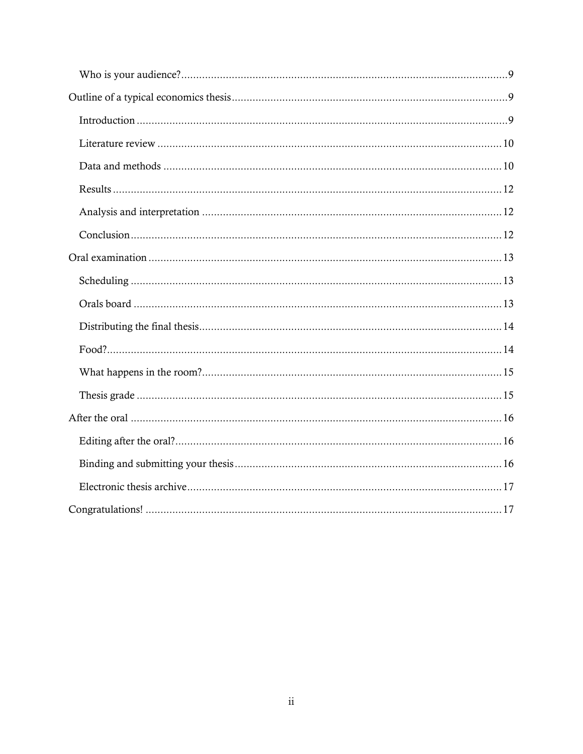Who is your audience? 9

Outline of a typical economics thesis 9

Introduction 9

Literature review 10

Data and methods 10

Results 12

Analysis and interpretation 12

Conclusion 12

Oral examination 13

Scheduling 13

Orals board 13

Distributing the final thesis 14

Food? 14

What happens in the room? 15

Thesis grade 15

After the oral 16

Editing after the oral? 16

Binding and submitting your thesis 16

Electronic thesis archive 17

Congratulations! 17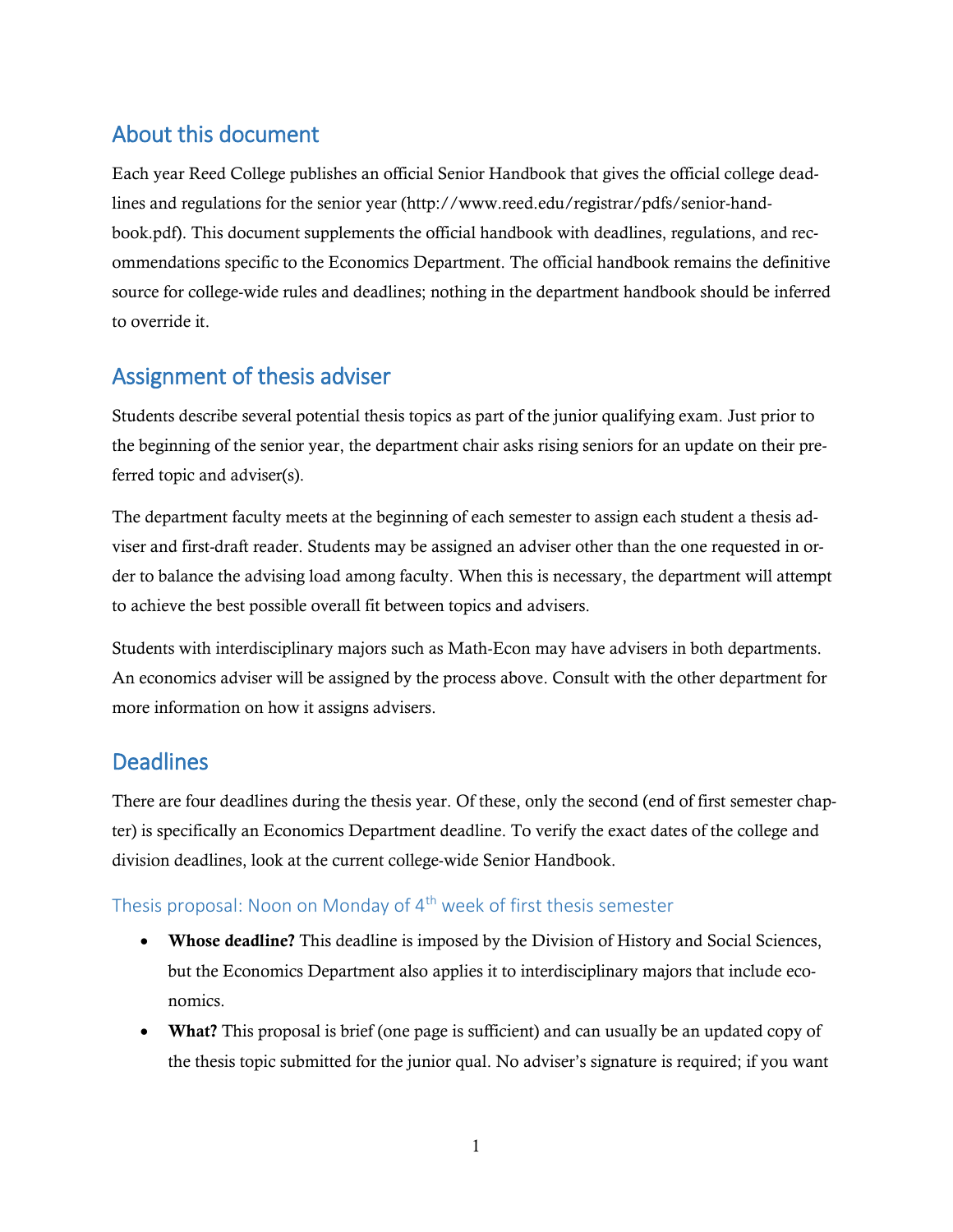## About this document

Each year Reed College publishes an official Senior Handbook that gives the official college deadlines and regulations for the senior year (http://www.reed.edu/registrar/pdfs/senior-handbook.pdf). This document supplements the official handbook with deadlines, regulations, and recommendations specific to the Economics Department. The official handbook remains the definitive source for college-wide rules and deadlines; nothing in the department handbook should be inferred to override it.

## Assignment of thesis adviser

Students describe several potential thesis topics as part of the junior qualifying exam. Just prior to the beginning of the senior year, the department chair asks rising seniors for an update on their preferred topic and adviser(s).

The department faculty meets at the beginning of each semester to assign each student a thesis adviser and first-draft reader. Students may be assigned an adviser other than the one requested in order to balance the advising load among faculty. When this is necessary, the department will attempt to achieve the best possible overall fit between topics and advisers.

Students with interdisciplinary majors such as Math-Econ may have advisers in both departments. An economics adviser will be assigned by the process above. Consult with the other department for more information on how it assigns advisers.

## Deadlines

There are four deadlines during the thesis year. Of these, only the second (end of first semester chapter) is specifically an Economics Department deadline. To verify the exact dates of the college and division deadlines, look at the current college-wide Senior Handbook.

### Thesis proposal: Noon on Monday of 4th week of first thesis semester

- **Whose deadline?** This deadline is imposed by the Division of History and Social Sciences, but the Economics Department also applies it to interdisciplinary majors that include economics.
- **What?** This proposal is brief (one page is sufficient) and can usually be an updated copy of the thesis topic submitted for the junior qual. No adviser's signature is required; if you want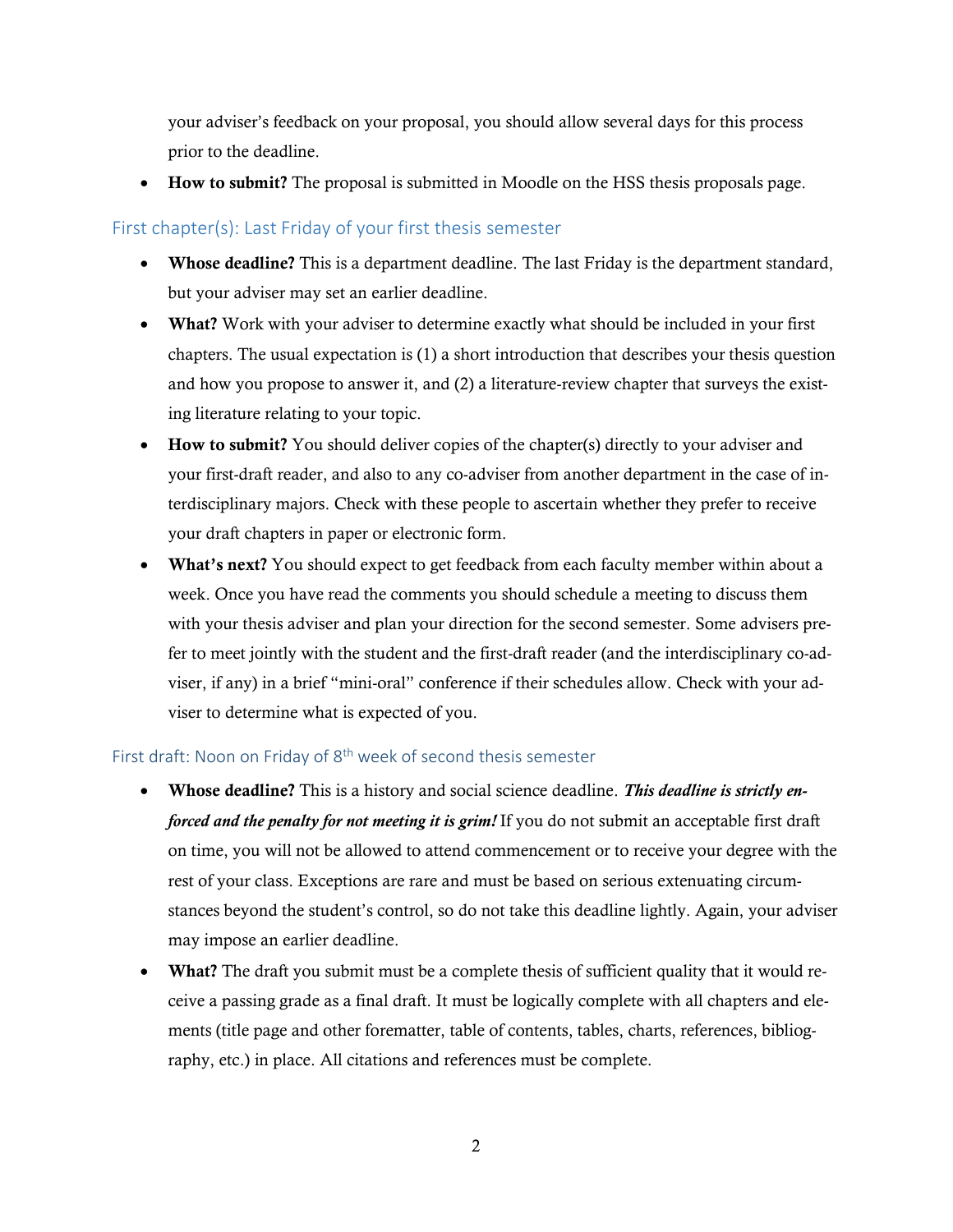your adviser's feedback on your proposal, you should allow several days for this process prior to the deadline.

- **How to submit?** The proposal is submitted in Moodle on the HSS thesis proposals page.

### First chapter(s): Last Friday of your first thesis semester

- **Whose deadline?** This is a department deadline. The last Friday is the department standard, but your adviser may set an earlier deadline.
- **What?** Work with your adviser to determine exactly what should be included in your first chapters. The usual expectation is (1) a short introduction that describes your thesis question and how you propose to answer it, and (2) a literature-review chapter that surveys the existing literature relating to your topic.
- **How to submit?** You should deliver copies of the chapter(s) directly to your adviser and your first-draft reader, and also to any co-adviser from another department in the case of interdisciplinary majors. Check with these people to ascertain whether they prefer to receive your draft chapters in paper or electronic form.
- **What's next?** You should expect to get feedback from each faculty member within about a week. Once you have read the comments you should schedule a meeting to discuss them with your thesis adviser and plan your direction for the second semester. Some advisers prefer to meet jointly with the student and the first-draft reader (and the interdisciplinary co-adviser, if any) in a brief "mini-oral" conference if their schedules allow. Check with your adviser to determine what is expected of you.

### First draft: Noon on Friday of 8th week of second thesis semester

- **Whose deadline?** This is a history and social science deadline. ***This deadline is strictly enforced and the penalty for not meeting it is grim!*** If you do not submit an acceptable first draft on time, you will not be allowed to attend commencement or to receive your degree with the rest of your class. Exceptions are rare and must be based on serious extenuating circumstances beyond the student's control, so do not take this deadline lightly. Again, your adviser may impose an earlier deadline.
- **What?** The draft you submit must be a complete thesis of sufficient quality that it would receive a passing grade as a final draft. It must be logically complete with all chapters and elements (title page and other forematter, table of contents, tables, charts, references, bibliography, etc.) in place. All citations and references must be complete.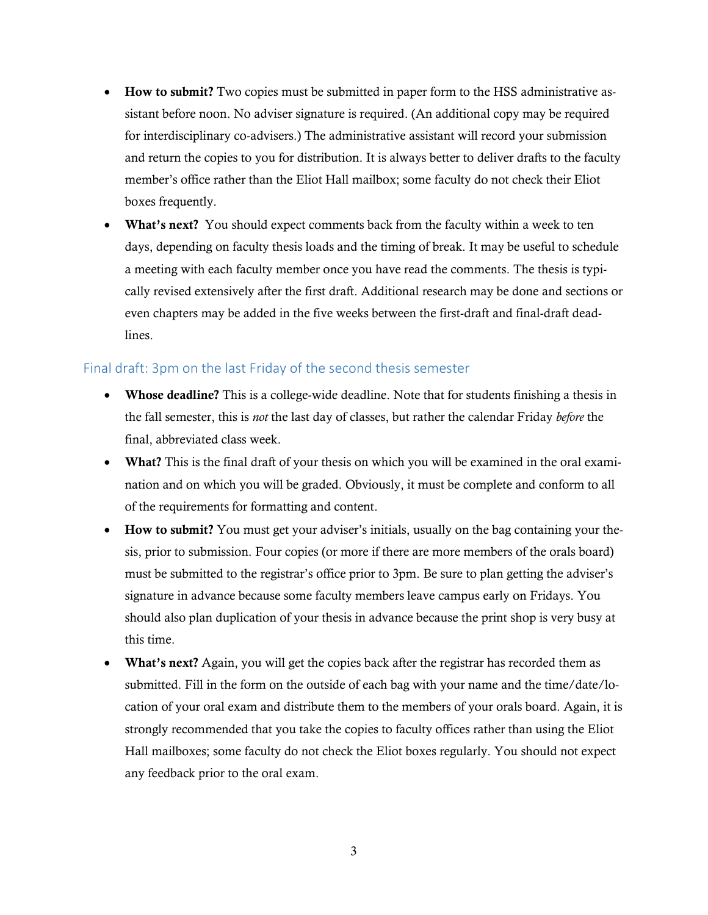- **How to submit?** Two copies must be submitted in paper form to the HSS administrative assistant before noon. No adviser signature is required. (An additional copy may be required for interdisciplinary co-advisers.) The administrative assistant will record your submission and return the copies to you for distribution. It is always better to deliver drafts to the faculty member's office rather than the Eliot Hall mailbox; some faculty do not check their Eliot boxes frequently.
- **What's next?** You should expect comments back from the faculty within a week to ten days, depending on faculty thesis loads and the timing of break. It may be useful to schedule a meeting with each faculty member once you have read the comments. The thesis is typically revised extensively after the first draft. Additional research may be done and sections or even chapters may be added in the five weeks between the first-draft and final-draft deadlines.

### Final draft: 3pm on the last Friday of the second thesis semester

- **Whose deadline?** This is a college-wide deadline. Note that for students finishing a thesis in the fall semester, this is *not* the last day of classes, but rather the calendar Friday *before* the final, abbreviated class week.
- **What?** This is the final draft of your thesis on which you will be examined in the oral examination and on which you will be graded. Obviously, it must be complete and conform to all of the requirements for formatting and content.
- **How to submit?** You must get your adviser's initials, usually on the bag containing your thesis, prior to submission. Four copies (or more if there are more members of the orals board) must be submitted to the registrar's office prior to 3pm. Be sure to plan getting the adviser's signature in advance because some faculty members leave campus early on Fridays. You should also plan duplication of your thesis in advance because the print shop is very busy at this time.
- **What's next?** Again, you will get the copies back after the registrar has recorded them as submitted. Fill in the form on the outside of each bag with your name and the time/date/location of your oral exam and distribute them to the members of your orals board. Again, it is strongly recommended that you take the copies to faculty offices rather than using the Eliot Hall mailboxes; some faculty do not check the Eliot boxes regularly. You should not expect any feedback prior to the oral exam.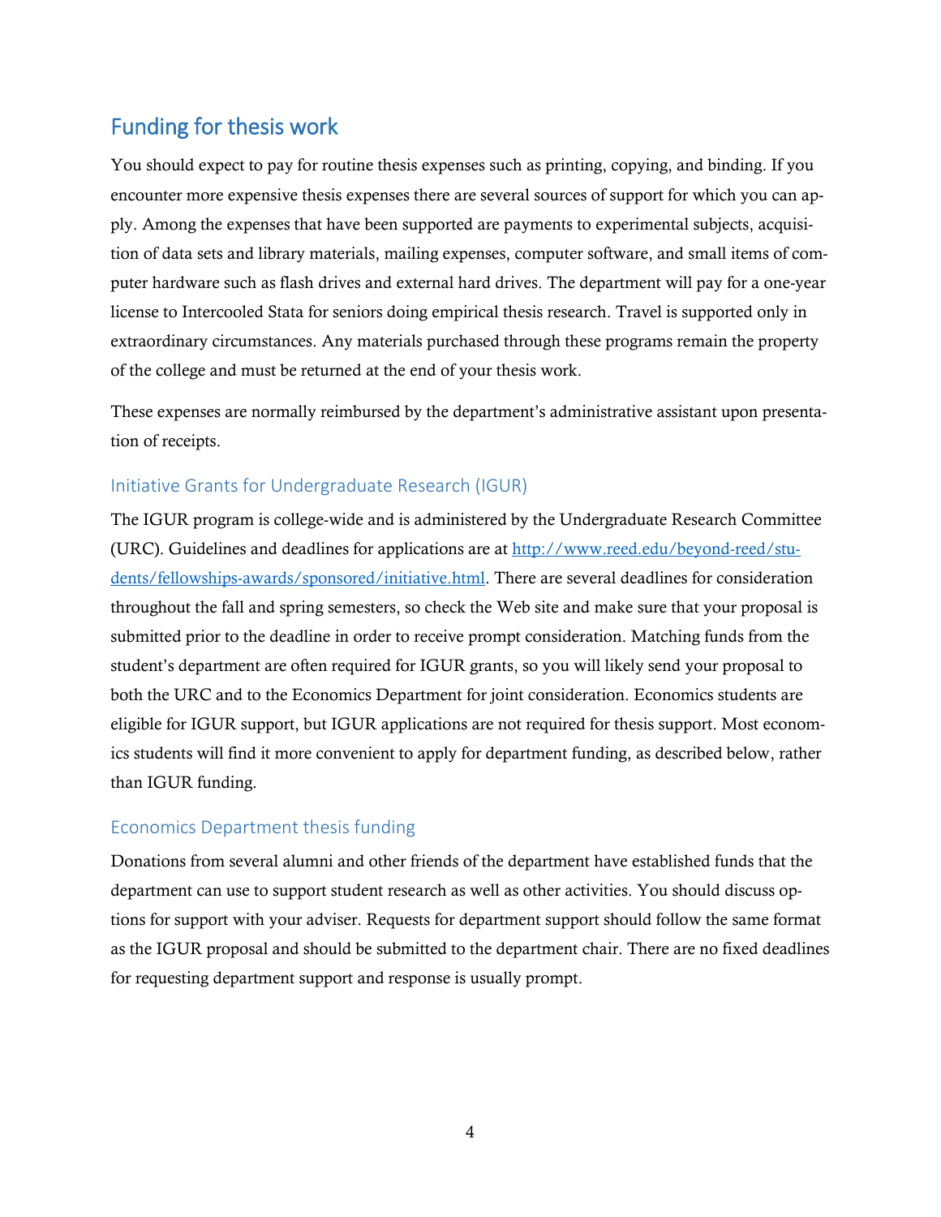## Funding for thesis work

You should expect to pay for routine thesis expenses such as printing, copying, and binding. If you encounter more expensive thesis expenses there are several sources of support for which you can apply. Among the expenses that have been supported are payments to experimental subjects, acquisition of data sets and library materials, mailing expenses, computer software, and small items of computer hardware such as flash drives and external hard drives. The department will pay for a one-year license to Intercooled Stata for seniors doing empirical thesis research. Travel is supported only in extraordinary circumstances. Any materials purchased through these programs remain the property of the college and must be returned at the end of your thesis work.

These expenses are normally reimbursed by the department's administrative assistant upon presentation of receipts.

### Initiative Grants for Undergraduate Research (IGUR)

The IGUR program is college-wide and is administered by the Undergraduate Research Committee (URC). Guidelines and deadlines for applications are at [http://www.reed.edu/beyond-reed/students/fellowships-awards/sponsored/initiative.html](http://www.reed.edu/beyond-reed/students/fellowships-awards/sponsored/initiative.html). There are several deadlines for consideration throughout the fall and spring semesters, so check the Web site and make sure that your proposal is submitted prior to the deadline in order to receive prompt consideration. Matching funds from the student's department are often required for IGUR grants, so you will likely send your proposal to both the URC and to the Economics Department for joint consideration. Economics students are eligible for IGUR support, but IGUR applications are not required for thesis support. Most economics students will find it more convenient to apply for department funding, as described below, rather than IGUR funding.

### Economics Department thesis funding

Donations from several alumni and other friends of the department have established funds that the department can use to support student research as well as other activities. You should discuss options for support with your adviser. Requests for department support should follow the same format as the IGUR proposal and should be submitted to the department chair. There are no fixed deadlines for requesting department support and response is usually prompt.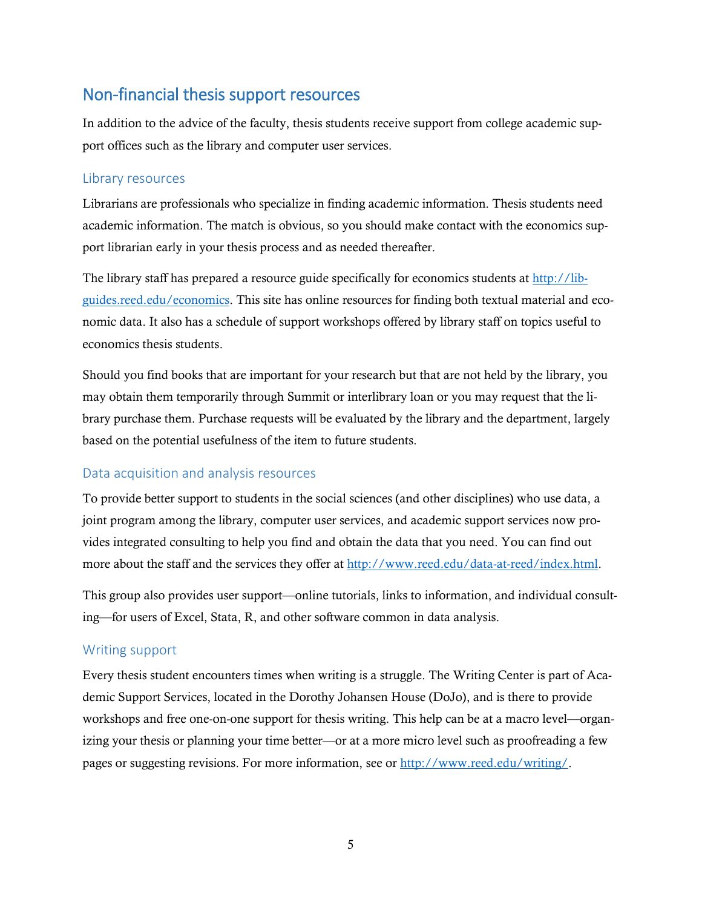## Non-financial thesis support resources

In addition to the advice of the faculty, thesis students receive support from college academic support offices such as the library and computer user services.

### Library resources

Librarians are professionals who specialize in finding academic information. Thesis students need academic information. The match is obvious, so you should make contact with the economics support librarian early in your thesis process and as needed thereafter.

The library staff has prepared a resource guide specifically for economics students at http://libguides.reed.edu/economics. This site has online resources for finding both textual material and economic data. It also has a schedule of support workshops offered by library staff on topics useful to economics thesis students.

Should you find books that are important for your research but that are not held by the library, you may obtain them temporarily through Summit or interlibrary loan or you may request that the library purchase them. Purchase requests will be evaluated by the library and the department, largely based on the potential usefulness of the item to future students.

### Data acquisition and analysis resources

To provide better support to students in the social sciences (and other disciplines) who use data, a joint program among the library, computer user services, and academic support services now provides integrated consulting to help you find and obtain the data that you need. You can find out more about the staff and the services they offer at http://www.reed.edu/data-at-reed/index.html.

This group also provides user support—online tutorials, links to information, and individual consulting—for users of Excel, Stata, R, and other software common in data analysis.

### Writing support

Every thesis student encounters times when writing is a struggle. The Writing Center is part of Academic Support Services, located in the Dorothy Johansen House (DoJo), and is there to provide workshops and free one-on-one support for thesis writing. This help can be at a macro level—organizing your thesis or planning your time better—or at a more micro level such as proofreading a few pages or suggesting revisions. For more information, see or http://www.reed.edu/writing/.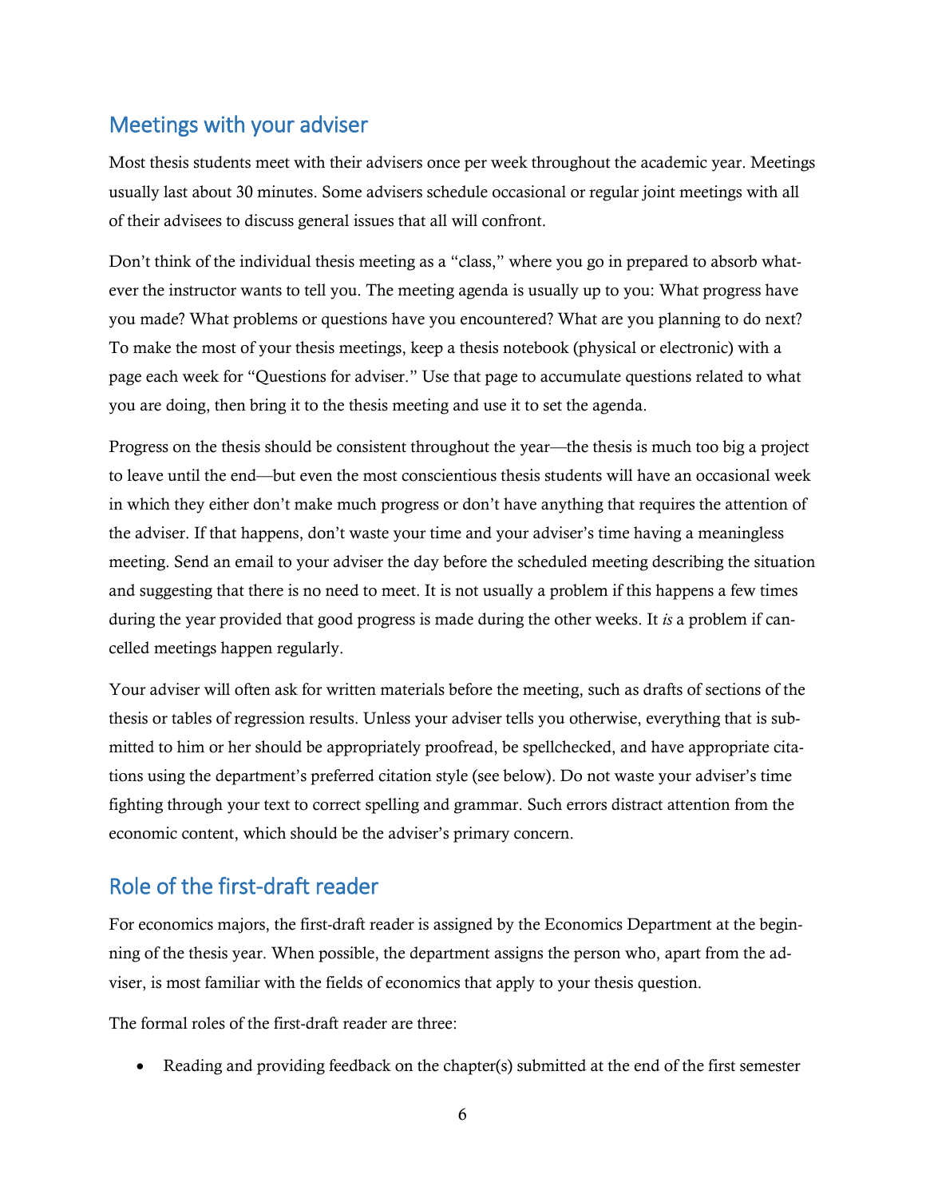## Meetings with your adviser

Most thesis students meet with their advisers once per week throughout the academic year. Meetings usually last about 30 minutes. Some advisers schedule occasional or regular joint meetings with all of their advisees to discuss general issues that all will confront.

Don't think of the individual thesis meeting as a "class," where you go in prepared to absorb whatever the instructor wants to tell you. The meeting agenda is usually up to you: What progress have you made? What problems or questions have you encountered? What are you planning to do next? To make the most of your thesis meetings, keep a thesis notebook (physical or electronic) with a page each week for "Questions for adviser." Use that page to accumulate questions related to what you are doing, then bring it to the thesis meeting and use it to set the agenda.

Progress on the thesis should be consistent throughout the year—the thesis is much too big a project to leave until the end—but even the most conscientious thesis students will have an occasional week in which they either don't make much progress or don't have anything that requires the attention of the adviser. If that happens, don't waste your time and your adviser's time having a meaningless meeting. Send an email to your adviser the day before the scheduled meeting describing the situation and suggesting that there is no need to meet. It is not usually a problem if this happens a few times during the year provided that good progress is made during the other weeks. It *is* a problem if cancelled meetings happen regularly.

Your adviser will often ask for written materials before the meeting, such as drafts of sections of the thesis or tables of regression results. Unless your adviser tells you otherwise, everything that is submitted to him or her should be appropriately proofread, be spellchecked, and have appropriate citations using the department's preferred citation style (see below). Do not waste your adviser's time fighting through your text to correct spelling and grammar. Such errors distract attention from the economic content, which should be the adviser's primary concern.

## Role of the first-draft reader

For economics majors, the first-draft reader is assigned by the Economics Department at the beginning of the thesis year. When possible, the department assigns the person who, apart from the adviser, is most familiar with the fields of economics that apply to your thesis question.

The formal roles of the first-draft reader are three:

- Reading and providing feedback on the chapter(s) submitted at the end of the first semester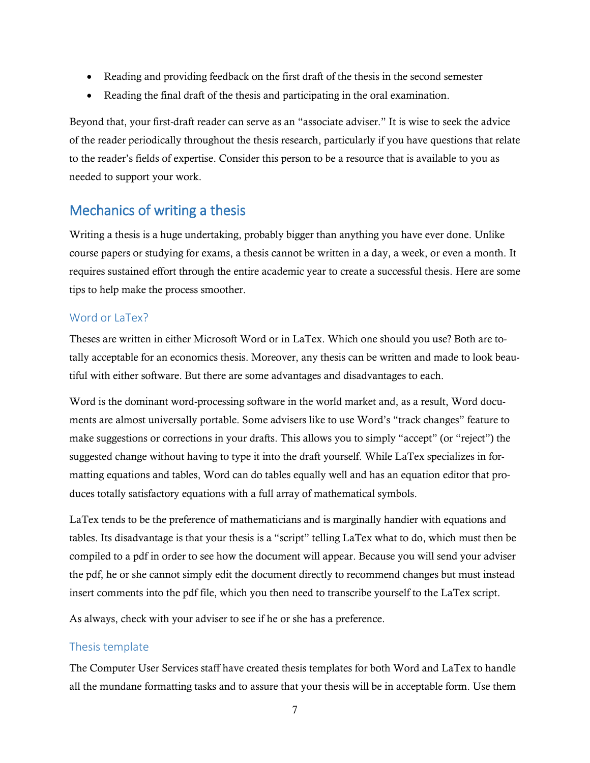- Reading and providing feedback on the first draft of the thesis in the second semester
- Reading the final draft of the thesis and participating in the oral examination.

Beyond that, your first-draft reader can serve as an "associate adviser." It is wise to seek the advice of the reader periodically throughout the thesis research, particularly if you have questions that relate to the reader's fields of expertise. Consider this person to be a resource that is available to you as needed to support your work.

## Mechanics of writing a thesis

Writing a thesis is a huge undertaking, probably bigger than anything you have ever done. Unlike course papers or studying for exams, a thesis cannot be written in a day, a week, or even a month. It requires sustained effort through the entire academic year to create a successful thesis. Here are some tips to help make the process smoother.

### Word or LaTex?

Theses are written in either Microsoft Word or in LaTex. Which one should you use? Both are totally acceptable for an economics thesis. Moreover, any thesis can be written and made to look beautiful with either software. But there are some advantages and disadvantages to each.

Word is the dominant word-processing software in the world market and, as a result, Word documents are almost universally portable. Some advisers like to use Word's "track changes" feature to make suggestions or corrections in your drafts. This allows you to simply "accept" (or "reject") the suggested change without having to type it into the draft yourself. While LaTex specializes in formatting equations and tables, Word can do tables equally well and has an equation editor that produces totally satisfactory equations with a full array of mathematical symbols.

LaTex tends to be the preference of mathematicians and is marginally handier with equations and tables. Its disadvantage is that your thesis is a "script" telling LaTex what to do, which must then be compiled to a pdf in order to see how the document will appear. Because you will send your adviser the pdf, he or she cannot simply edit the document directly to recommend changes but must instead insert comments into the pdf file, which you then need to transcribe yourself to the LaTex script.

As always, check with your adviser to see if he or she has a preference.

### Thesis template

The Computer User Services staff have created thesis templates for both Word and LaTex to handle all the mundane formatting tasks and to assure that your thesis will be in acceptable form. Use them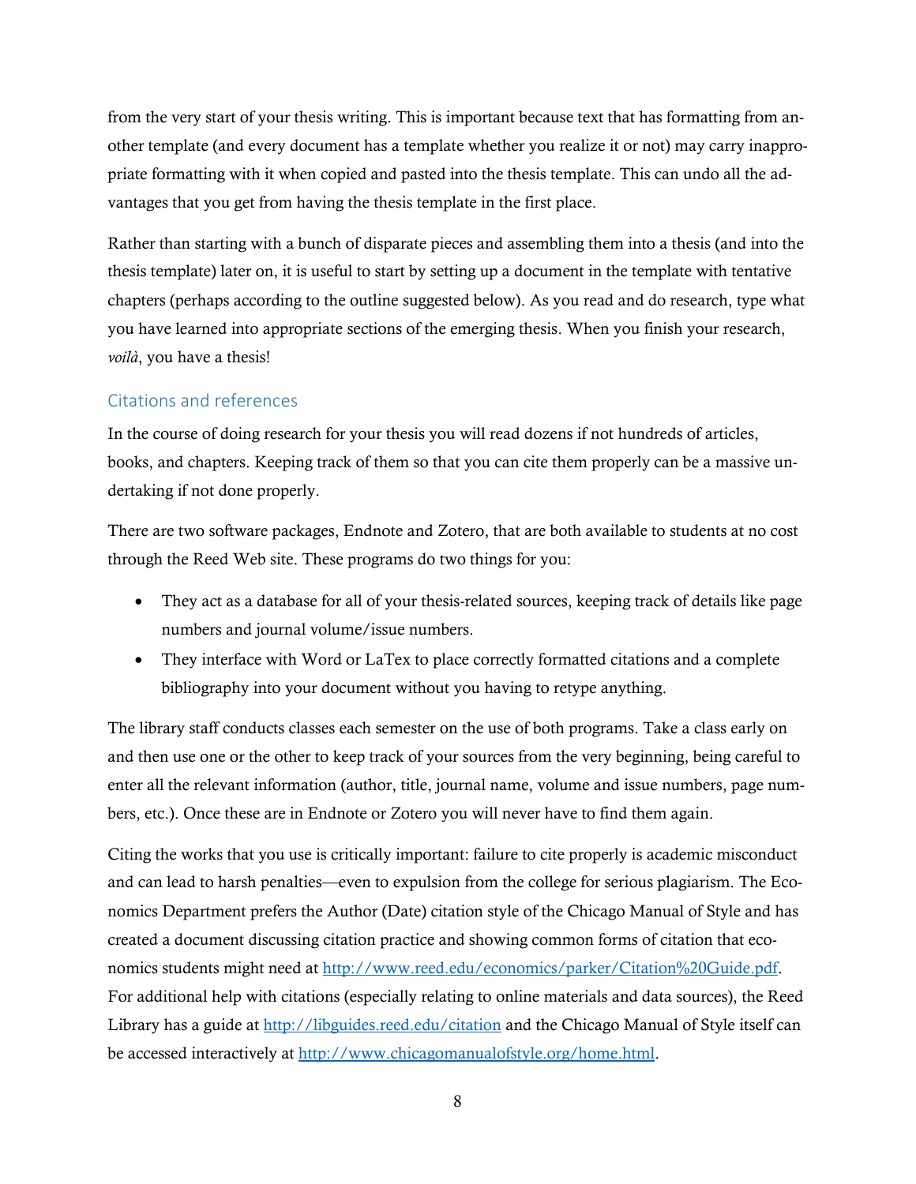from the very start of your thesis writing. This is important because text that has formatting from another template (and every document has a template whether you realize it or not) may carry inappropriate formatting with it when copied and pasted into the thesis template. This can undo all the advantages that you get from having the thesis template in the first place.

Rather than starting with a bunch of disparate pieces and assembling them into a thesis (and into the thesis template) later on, it is useful to start by setting up a document in the template with tentative chapters (perhaps according to the outline suggested below). As you read and do research, type what you have learned into appropriate sections of the emerging thesis. When you finish your research, *voilà*, you have a thesis!

### Citations and references

In the course of doing research for your thesis you will read dozens if not hundreds of articles, books, and chapters. Keeping track of them so that you can cite them properly can be a massive undertaking if not done properly.

There are two software packages, Endnote and Zotero, that are both available to students at no cost through the Reed Web site. These programs do two things for you:

- They act as a database for all of your thesis-related sources, keeping track of details like page numbers and journal volume/issue numbers.
- They interface with Word or LaTex to place correctly formatted citations and a complete bibliography into your document without you having to retype anything.

The library staff conducts classes each semester on the use of both programs. Take a class early on and then use one or the other to keep track of your sources from the very beginning, being careful to enter all the relevant information (author, title, journal name, volume and issue numbers, page numbers, etc.). Once these are in Endnote or Zotero you will never have to find them again.

Citing the works that you use is critically important: failure to cite properly is academic misconduct and can lead to harsh penalties—even to expulsion from the college for serious plagiarism. The Economics Department prefers the Author (Date) citation style of the Chicago Manual of Style and has created a document discussing citation practice and showing common forms of citation that economics students might need at [http://www.reed.edu/economics/parker/Citation%20Guide.pdf](http://www.reed.edu/economics/parker/Citation%20Guide.pdf). For additional help with citations (especially relating to online materials and data sources), the Reed Library has a guide at [http://libguides.reed.edu/citation](http://libguides.reed.edu/citation) and the Chicago Manual of Style itself can be accessed interactively at [http://www.chicagomanualofstyle.org/home.html](http://www.chicagomanualofstyle.org/home.html).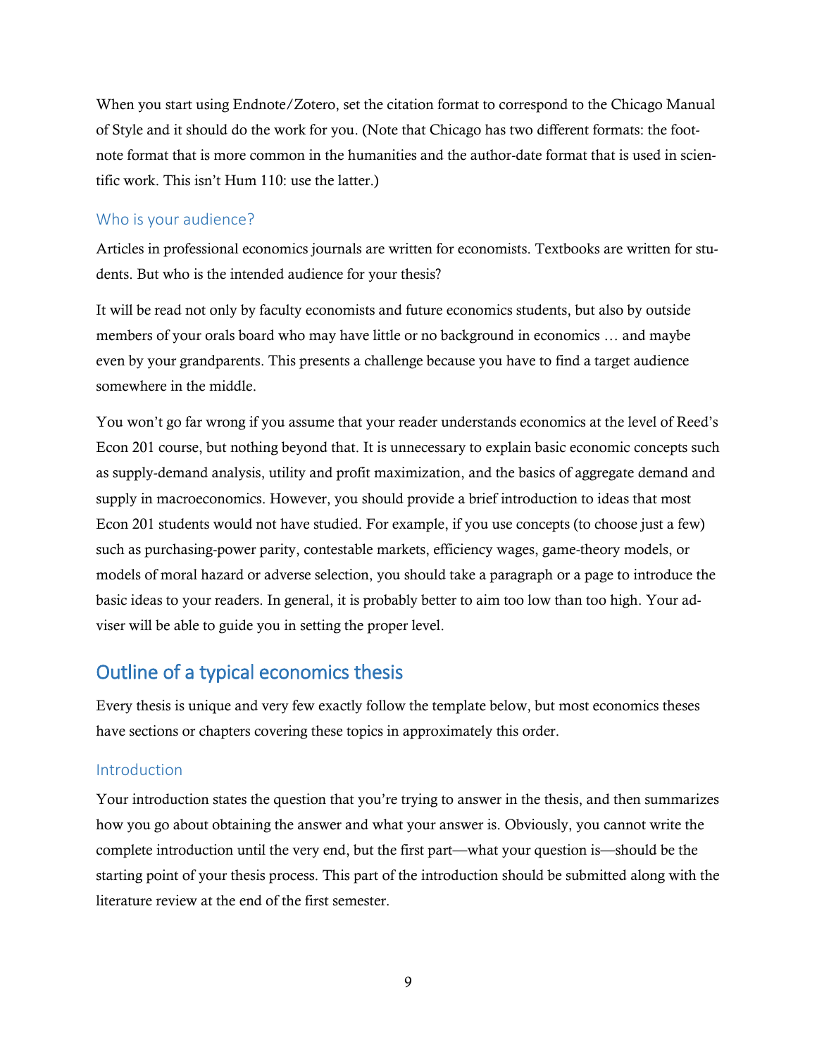When you start using Endnote/Zotero, set the citation format to correspond to the Chicago Manual of Style and it should do the work for you. (Note that Chicago has two different formats: the footnote format that is more common in the humanities and the author-date format that is used in scientific work. This isn't Hum 110: use the latter.)

### Who is your audience?

Articles in professional economics journals are written for economists. Textbooks are written for students. But who is the intended audience for your thesis?

It will be read not only by faculty economists and future economics students, but also by outside members of your orals board who may have little or no background in economics … and maybe even by your grandparents. This presents a challenge because you have to find a target audience somewhere in the middle.

You won't go far wrong if you assume that your reader understands economics at the level of Reed's Econ 201 course, but nothing beyond that. It is unnecessary to explain basic economic concepts such as supply-demand analysis, utility and profit maximization, and the basics of aggregate demand and supply in macroeconomics. However, you should provide a brief introduction to ideas that most Econ 201 students would not have studied. For example, if you use concepts (to choose just a few) such as purchasing-power parity, contestable markets, efficiency wages, game-theory models, or models of moral hazard or adverse selection, you should take a paragraph or a page to introduce the basic ideas to your readers. In general, it is probably better to aim too low than too high. Your adviser will be able to guide you in setting the proper level.

## Outline of a typical economics thesis

Every thesis is unique and very few exactly follow the template below, but most economics theses have sections or chapters covering these topics in approximately this order.

### Introduction

Your introduction states the question that you're trying to answer in the thesis, and then summarizes how you go about obtaining the answer and what your answer is. Obviously, you cannot write the complete introduction until the very end, but the first part—what your question is—should be the starting point of your thesis process. This part of the introduction should be submitted along with the literature review at the end of the first semester.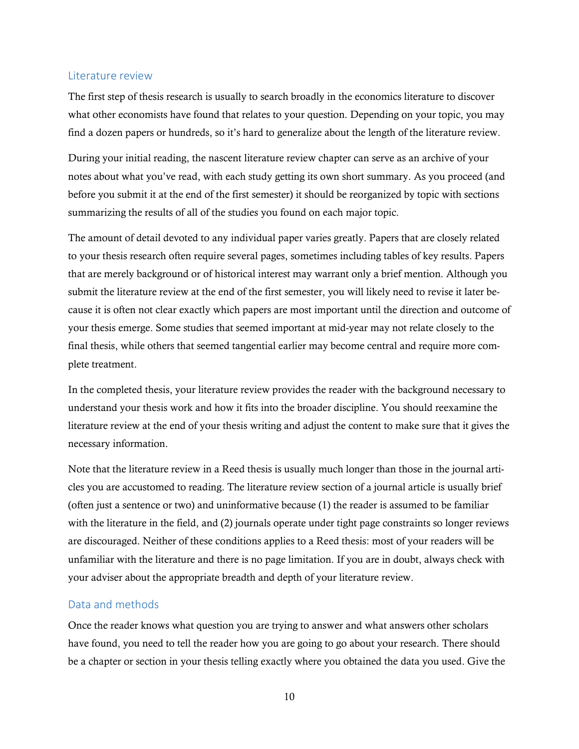## Literature review

The first step of thesis research is usually to search broadly in the economics literature to discover what other economists have found that relates to your question. Depending on your topic, you may find a dozen papers or hundreds, so it's hard to generalize about the length of the literature review.

During your initial reading, the nascent literature review chapter can serve as an archive of your notes about what you've read, with each study getting its own short summary. As you proceed (and before you submit it at the end of the first semester) it should be reorganized by topic with sections summarizing the results of all of the studies you found on each major topic.

The amount of detail devoted to any individual paper varies greatly. Papers that are closely related to your thesis research often require several pages, sometimes including tables of key results. Papers that are merely background or of historical interest may warrant only a brief mention. Although you submit the literature review at the end of the first semester, you will likely need to revise it later because it is often not clear exactly which papers are most important until the direction and outcome of your thesis emerge. Some studies that seemed important at mid-year may not relate closely to the final thesis, while others that seemed tangential earlier may become central and require more complete treatment.

In the completed thesis, your literature review provides the reader with the background necessary to understand your thesis work and how it fits into the broader discipline. You should reexamine the literature review at the end of your thesis writing and adjust the content to make sure that it gives the necessary information.

Note that the literature review in a Reed thesis is usually much longer than those in the journal articles you are accustomed to reading. The literature review section of a journal article is usually brief (often just a sentence or two) and uninformative because (1) the reader is assumed to be familiar with the literature in the field, and (2) journals operate under tight page constraints so longer reviews are discouraged. Neither of these conditions applies to a Reed thesis: most of your readers will be unfamiliar with the literature and there is no page limitation. If you are in doubt, always check with your adviser about the appropriate breadth and depth of your literature review.

## Data and methods

Once the reader knows what question you are trying to answer and what answers other scholars have found, you need to tell the reader how you are going to go about your research. There should be a chapter or section in your thesis telling exactly where you obtained the data you used. Give the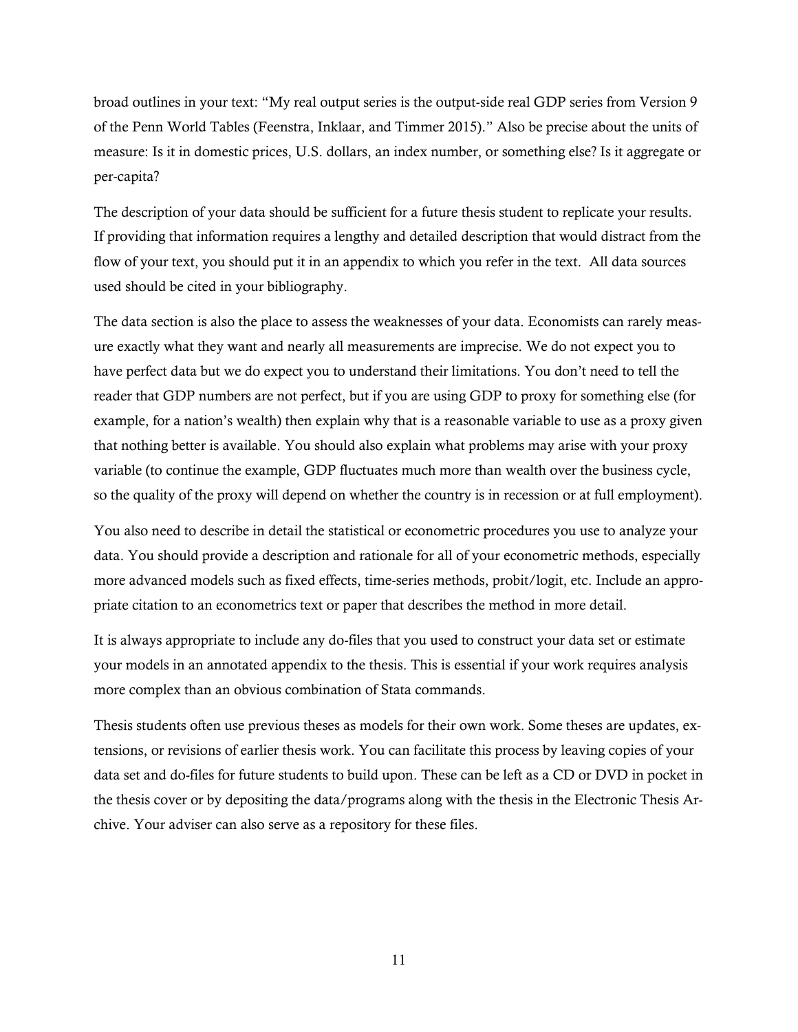broad outlines in your text: "My real output series is the output-side real GDP series from Version 9 of the Penn World Tables (Feenstra, Inklaar, and Timmer 2015)." Also be precise about the units of measure: Is it in domestic prices, U.S. dollars, an index number, or something else? Is it aggregate or per-capita?

The description of your data should be sufficient for a future thesis student to replicate your results. If providing that information requires a lengthy and detailed description that would distract from the flow of your text, you should put it in an appendix to which you refer in the text. All data sources used should be cited in your bibliography.

The data section is also the place to assess the weaknesses of your data. Economists can rarely measure exactly what they want and nearly all measurements are imprecise. We do not expect you to have perfect data but we do expect you to understand their limitations. You don't need to tell the reader that GDP numbers are not perfect, but if you are using GDP to proxy for something else (for example, for a nation's wealth) then explain why that is a reasonable variable to use as a proxy given that nothing better is available. You should also explain what problems may arise with your proxy variable (to continue the example, GDP fluctuates much more than wealth over the business cycle, so the quality of the proxy will depend on whether the country is in recession or at full employment).

You also need to describe in detail the statistical or econometric procedures you use to analyze your data. You should provide a description and rationale for all of your econometric methods, especially more advanced models such as fixed effects, time-series methods, probit/logit, etc. Include an appropriate citation to an econometrics text or paper that describes the method in more detail.

It is always appropriate to include any do-files that you used to construct your data set or estimate your models in an annotated appendix to the thesis. This is essential if your work requires analysis more complex than an obvious combination of Stata commands.

Thesis students often use previous theses as models for their own work. Some theses are updates, extensions, or revisions of earlier thesis work. You can facilitate this process by leaving copies of your data set and do-files for future students to build upon. These can be left as a CD or DVD in pocket in the thesis cover or by depositing the data/programs along with the thesis in the Electronic Thesis Archive. Your adviser can also serve as a repository for these files.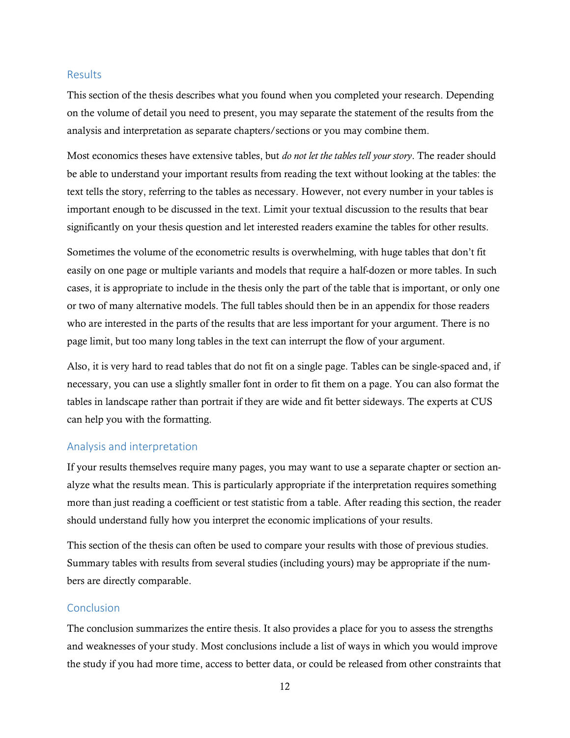## Results

This section of the thesis describes what you found when you completed your research. Depending on the volume of detail you need to present, you may separate the statement of the results from the analysis and interpretation as separate chapters/sections or you may combine them.

Most economics theses have extensive tables, but *do not let the tables tell your story*. The reader should be able to understand your important results from reading the text without looking at the tables: the text tells the story, referring to the tables as necessary. However, not every number in your tables is important enough to be discussed in the text. Limit your textual discussion to the results that bear significantly on your thesis question and let interested readers examine the tables for other results.

Sometimes the volume of the econometric results is overwhelming, with huge tables that don't fit easily on one page or multiple variants and models that require a half-dozen or more tables. In such cases, it is appropriate to include in the thesis only the part of the table that is important, or only one or two of many alternative models. The full tables should then be in an appendix for those readers who are interested in the parts of the results that are less important for your argument. There is no page limit, but too many long tables in the text can interrupt the flow of your argument.

Also, it is very hard to read tables that do not fit on a single page. Tables can be single-spaced and, if necessary, you can use a slightly smaller font in order to fit them on a page. You can also format the tables in landscape rather than portrait if they are wide and fit better sideways. The experts at CUS can help you with the formatting.

## Analysis and interpretation

If your results themselves require many pages, you may want to use a separate chapter or section analyze what the results mean. This is particularly appropriate if the interpretation requires something more than just reading a coefficient or test statistic from a table. After reading this section, the reader should understand fully how you interpret the economic implications of your results.

This section of the thesis can often be used to compare your results with those of previous studies. Summary tables with results from several studies (including yours) may be appropriate if the numbers are directly comparable.

## Conclusion

The conclusion summarizes the entire thesis. It also provides a place for you to assess the strengths and weaknesses of your study. Most conclusions include a list of ways in which you would improve the study if you had more time, access to better data, or could be released from other constraints that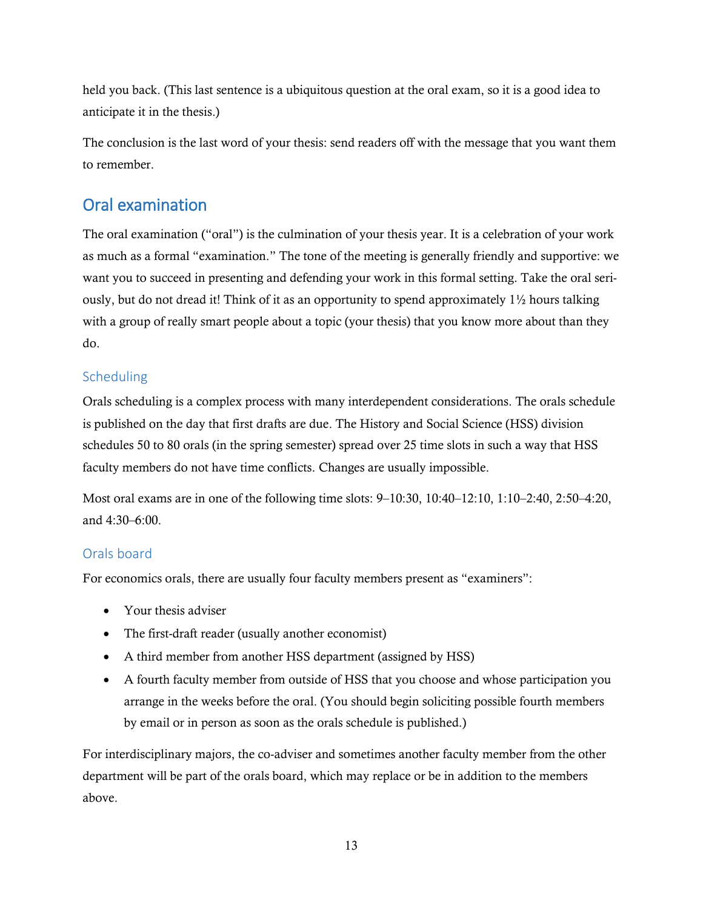held you back. (This last sentence is a ubiquitous question at the oral exam, so it is a good idea to anticipate it in the thesis.)

The conclusion is the last word of your thesis: send readers off with the message that you want them to remember.

## Oral examination

The oral examination ("oral") is the culmination of your thesis year. It is a celebration of your work as much as a formal "examination." The tone of the meeting is generally friendly and supportive: we want you to succeed in presenting and defending your work in this formal setting. Take the oral seriously, but do not dread it! Think of it as an opportunity to spend approximately 1½ hours talking with a group of really smart people about a topic (your thesis) that you know more about than they do.

### Scheduling

Orals scheduling is a complex process with many interdependent considerations. The orals schedule is published on the day that first drafts are due. The History and Social Science (HSS) division schedules 50 to 80 orals (in the spring semester) spread over 25 time slots in such a way that HSS faculty members do not have time conflicts. Changes are usually impossible.

Most oral exams are in one of the following time slots: 9–10:30, 10:40–12:10, 1:10–2:40, 2:50–4:20, and 4:30–6:00.

### Orals board

For economics orals, there are usually four faculty members present as "examiners":

- Your thesis adviser
- The first-draft reader (usually another economist)
- A third member from another HSS department (assigned by HSS)
- A fourth faculty member from outside of HSS that you choose and whose participation you arrange in the weeks before the oral. (You should begin soliciting possible fourth members by email or in person as soon as the orals schedule is published.)

For interdisciplinary majors, the co-adviser and sometimes another faculty member from the other department will be part of the orals board, which may replace or be in addition to the members above.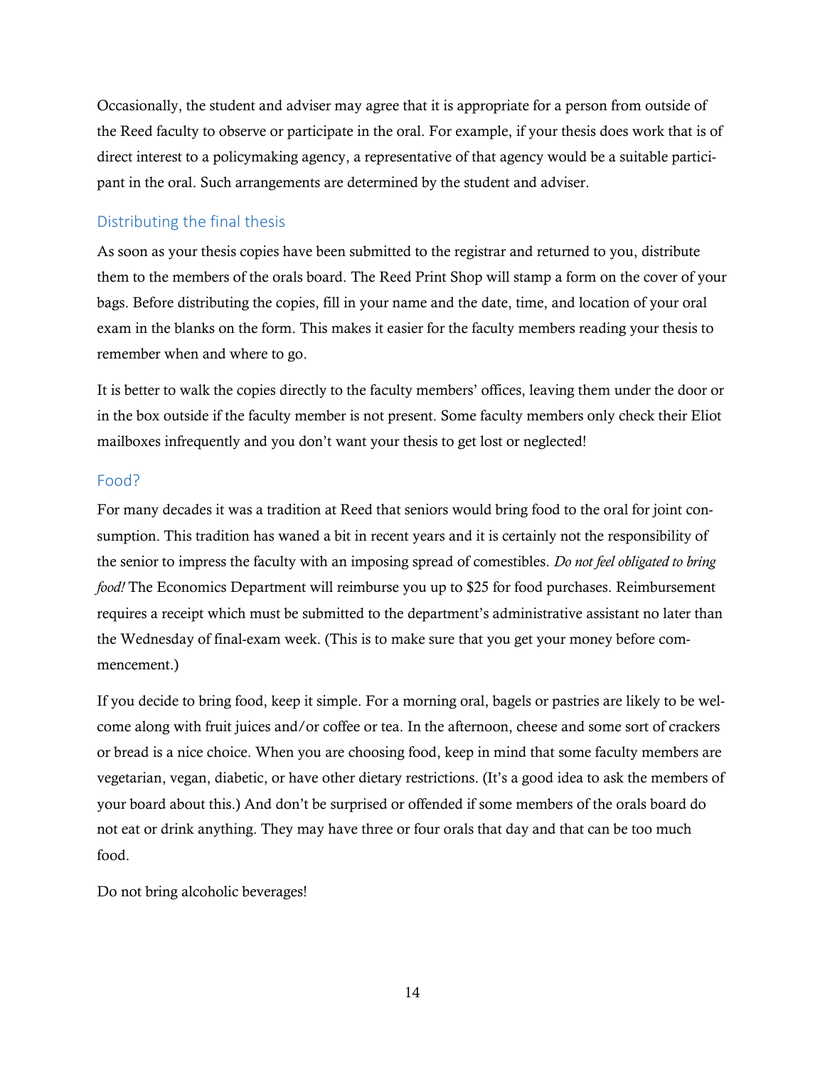Occasionally, the student and adviser may agree that it is appropriate for a person from outside of the Reed faculty to observe or participate in the oral. For example, if your thesis does work that is of direct interest to a policymaking agency, a representative of that agency would be a suitable participant in the oral. Such arrangements are determined by the student and adviser.

## Distributing the final thesis

As soon as your thesis copies have been submitted to the registrar and returned to you, distribute them to the members of the orals board. The Reed Print Shop will stamp a form on the cover of your bags. Before distributing the copies, fill in your name and the date, time, and location of your oral exam in the blanks on the form. This makes it easier for the faculty members reading your thesis to remember when and where to go.

It is better to walk the copies directly to the faculty members' offices, leaving them under the door or in the box outside if the faculty member is not present. Some faculty members only check their Eliot mailboxes infrequently and you don't want your thesis to get lost or neglected!

## Food?

For many decades it was a tradition at Reed that seniors would bring food to the oral for joint consumption. This tradition has waned a bit in recent years and it is certainly not the responsibility of the senior to impress the faculty with an imposing spread of comestibles. *Do not feel obligated to bring food!* The Economics Department will reimburse you up to $25 for food purchases. Reimbursement requires a receipt which must be submitted to the department's administrative assistant no later than the Wednesday of final-exam week. (This is to make sure that you get your money before commencement.)

If you decide to bring food, keep it simple. For a morning oral, bagels or pastries are likely to be welcome along with fruit juices and/or coffee or tea. In the afternoon, cheese and some sort of crackers or bread is a nice choice. When you are choosing food, keep in mind that some faculty members are vegetarian, vegan, diabetic, or have other dietary restrictions. (It's a good idea to ask the members of your board about this.) And don't be surprised or offended if some members of the orals board do not eat or drink anything. They may have three or four orals that day and that can be too much food.

Do not bring alcoholic beverages!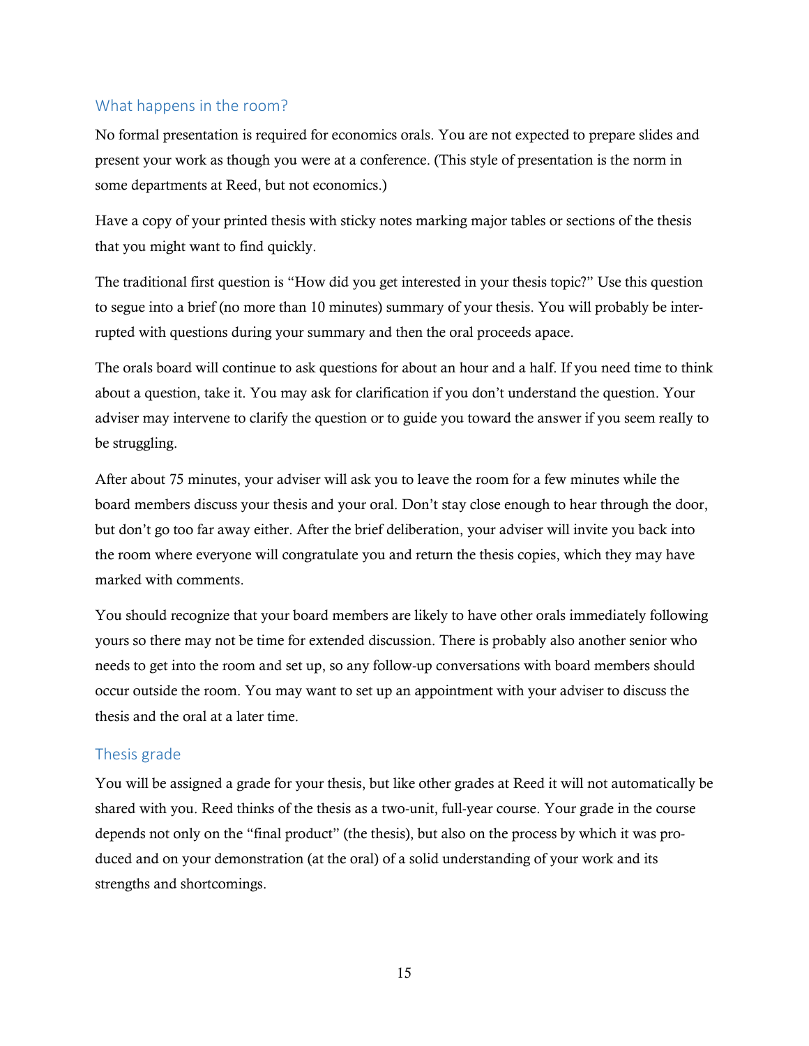## What happens in the room?

No formal presentation is required for economics orals. You are not expected to prepare slides and present your work as though you were at a conference. (This style of presentation is the norm in some departments at Reed, but not economics.)

Have a copy of your printed thesis with sticky notes marking major tables or sections of the thesis that you might want to find quickly.

The traditional first question is "How did you get interested in your thesis topic?" Use this question to segue into a brief (no more than 10 minutes) summary of your thesis. You will probably be interrupted with questions during your summary and then the oral proceeds apace.

The orals board will continue to ask questions for about an hour and a half. If you need time to think about a question, take it. You may ask for clarification if you don't understand the question. Your adviser may intervene to clarify the question or to guide you toward the answer if you seem really to be struggling.

After about 75 minutes, your adviser will ask you to leave the room for a few minutes while the board members discuss your thesis and your oral. Don't stay close enough to hear through the door, but don't go too far away either. After the brief deliberation, your adviser will invite you back into the room where everyone will congratulate you and return the thesis copies, which they may have marked with comments.

You should recognize that your board members are likely to have other orals immediately following yours so there may not be time for extended discussion. There is probably also another senior who needs to get into the room and set up, so any follow-up conversations with board members should occur outside the room. You may want to set up an appointment with your adviser to discuss the thesis and the oral at a later time.

## Thesis grade

You will be assigned a grade for your thesis, but like other grades at Reed it will not automatically be shared with you. Reed thinks of the thesis as a two-unit, full-year course. Your grade in the course depends not only on the "final product" (the thesis), but also on the process by which it was produced and on your demonstration (at the oral) of a solid understanding of your work and its strengths and shortcomings.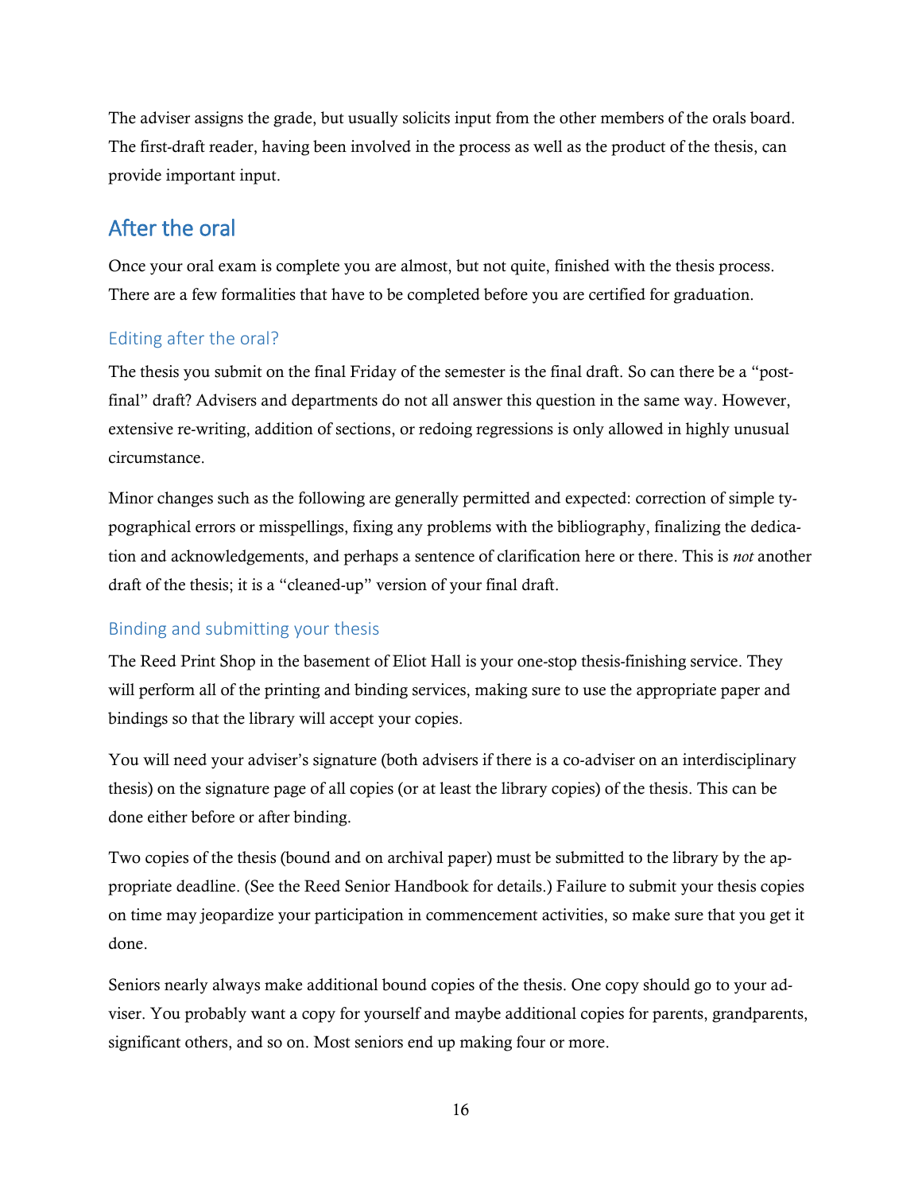The adviser assigns the grade, but usually solicits input from the other members of the orals board. The first-draft reader, having been involved in the process as well as the product of the thesis, can provide important input.

## After the oral

Once your oral exam is complete you are almost, but not quite, finished with the thesis process. There are a few formalities that have to be completed before you are certified for graduation.

### Editing after the oral?

The thesis you submit on the final Friday of the semester is the final draft. So can there be a "post-final" draft? Advisers and departments do not all answer this question in the same way. However, extensive re-writing, addition of sections, or redoing regressions is only allowed in highly unusual circumstance.

Minor changes such as the following are generally permitted and expected: correction of simple typographical errors or misspellings, fixing any problems with the bibliography, finalizing the dedication and acknowledgements, and perhaps a sentence of clarification here or there. This is *not* another draft of the thesis; it is a "cleaned-up" version of your final draft.

### Binding and submitting your thesis

The Reed Print Shop in the basement of Eliot Hall is your one-stop thesis-finishing service. They will perform all of the printing and binding services, making sure to use the appropriate paper and bindings so that the library will accept your copies.

You will need your adviser's signature (both advisers if there is a co-adviser on an interdisciplinary thesis) on the signature page of all copies (or at least the library copies) of the thesis. This can be done either before or after binding.

Two copies of the thesis (bound and on archival paper) must be submitted to the library by the appropriate deadline. (See the Reed Senior Handbook for details.) Failure to submit your thesis copies on time may jeopardize your participation in commencement activities, so make sure that you get it done.

Seniors nearly always make additional bound copies of the thesis. One copy should go to your adviser. You probably want a copy for yourself and maybe additional copies for parents, grandparents, significant others, and so on. Most seniors end up making four or more.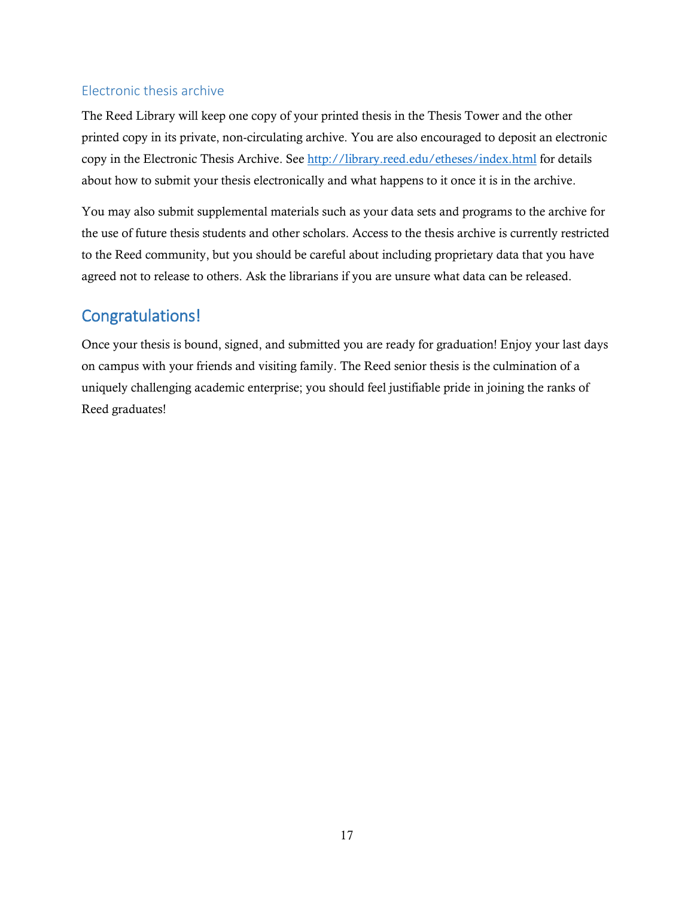### Electronic thesis archive

The Reed Library will keep one copy of your printed thesis in the Thesis Tower and the other printed copy in its private, non-circulating archive. You are also encouraged to deposit an electronic copy in the Electronic Thesis Archive. See [http://library.reed.edu/etheses/index.html](http://library.reed.edu/etheses/index.html) for details about how to submit your thesis electronically and what happens to it once it is in the archive.

You may also submit supplemental materials such as your data sets and programs to the archive for the use of future thesis students and other scholars. Access to the thesis archive is currently restricted to the Reed community, but you should be careful about including proprietary data that you have agreed not to release to others. Ask the librarians if you are unsure what data can be released.

## Congratulations!

Once your thesis is bound, signed, and submitted you are ready for graduation! Enjoy your last days on campus with your friends and visiting family. The Reed senior thesis is the culmination of a uniquely challenging academic enterprise; you should feel justifiable pride in joining the ranks of Reed graduates!